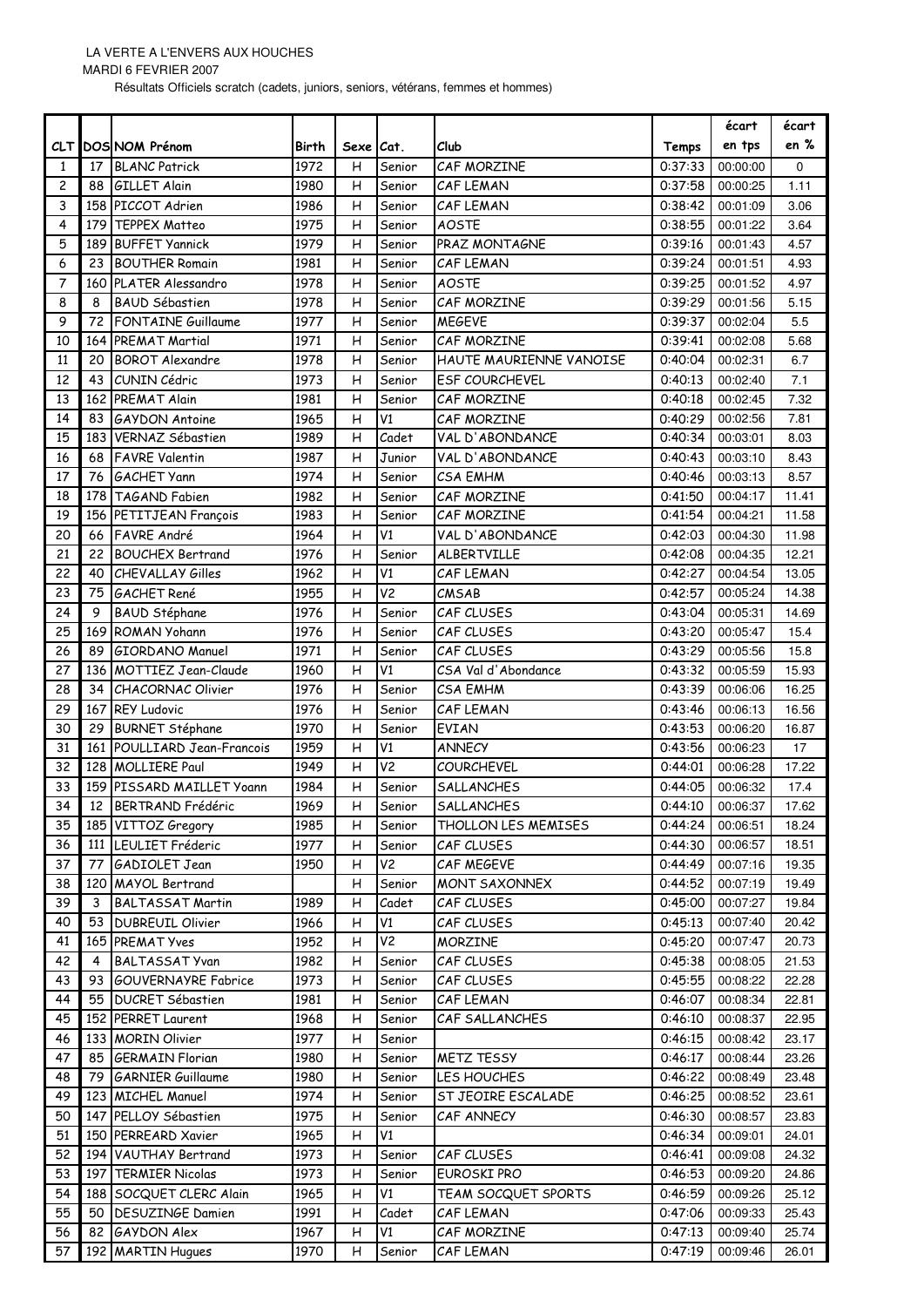LA VERTE A L'ENVERS AUX HOUCHES

MARDI 6 FEVRIER 2007

Résultats Officiels scratch (cadets, juniors, seniors, vétérans, femmes et hommes)

| CLT | DOS | NOM Prénom | Birth | Sexe | Cat. | Club | Temps | écart en tps | écart en % |
|---|---|---|---|---|---|---|---|---|---|
| 1 | 17 | BLANC Patrick | 1972 | H | Senior | CAF MORZINE | 0:37:33 | 00:00:00 | 0 |
| 2 | 88 | GILLET Alain | 1980 | H | Senior | CAF LEMAN | 0:37:58 | 00:00:25 | 1.11 |
| 3 | 158 | PICCOT Adrien | 1986 | H | Senior | CAF LEMAN | 0:38:42 | 00:01:09 | 3.06 |
| 4 | 179 | TEPPEX Matteo | 1975 | H | Senior | AOSTE | 0:38:55 | 00:01:22 | 3.64 |
| 5 | 189 | BUFFET Yannick | 1979 | H | Senior | PRAZ MONTAGNE | 0:39:16 | 00:01:43 | 4.57 |
| 6 | 23 | BOUTHER Romain | 1981 | H | Senior | CAF LEMAN | 0:39:24 | 00:01:51 | 4.93 |
| 7 | 160 | PLATER Alessandro | 1978 | H | Senior | AOSTE | 0:39:25 | 00:01:52 | 4.97 |
| 8 | 8 | BAUD Sébastien | 1978 | H | Senior | CAF MORZINE | 0:39:29 | 00:01:56 | 5.15 |
| 9 | 72 | FONTAINE Guillaume | 1977 | H | Senior | MEGEVE | 0:39:37 | 00:02:04 | 5.5 |
| 10 | 164 | PREMAT Martial | 1971 | H | Senior | CAF MORZINE | 0:39:41 | 00:02:08 | 5.68 |
| 11 | 20 | BOROT Alexandre | 1978 | H | Senior | HAUTE MAURIENNE VANOISE | 0:40:04 | 00:02:31 | 6.7 |
| 12 | 43 | CUNIN Cédric | 1973 | H | Senior | ESF COURCHEVEL | 0:40:13 | 00:02:40 | 7.1 |
| 13 | 162 | PREMAT Alain | 1981 | H | Senior | CAF MORZINE | 0:40:18 | 00:02:45 | 7.32 |
| 14 | 83 | GAYDON Antoine | 1965 | H | V1 | CAF MORZINE | 0:40:29 | 00:02:56 | 7.81 |
| 15 | 183 | VERNAZ Sébastien | 1989 | H | Cadet | VAL D'ABONDANCE | 0:40:34 | 00:03:01 | 8.03 |
| 16 | 68 | FAVRE Valentin | 1987 | H | Junior | VAL D'ABONDANCE | 0:40:43 | 00:03:10 | 8.43 |
| 17 | 76 | GACHET Yann | 1974 | H | Senior | CSA EMHM | 0:40:46 | 00:03:13 | 8.57 |
| 18 | 178 | TAGAND Fabien | 1982 | H | Senior | CAF MORZINE | 0:41:50 | 00:04:17 | 11.41 |
| 19 | 156 | PETITJEAN François | 1983 | H | Senior | CAF MORZINE | 0:41:54 | 00:04:21 | 11.58 |
| 20 | 66 | FAVRE André | 1964 | H | V1 | VAL D'ABONDANCE | 0:42:03 | 00:04:30 | 11.98 |
| 21 | 22 | BOUCHEX Bertrand | 1976 | H | Senior | ALBERTVILLE | 0:42:08 | 00:04:35 | 12.21 |
| 22 | 40 | CHEVALLAY Gilles | 1962 | H | V1 | CAF LEMAN | 0:42:27 | 00:04:54 | 13.05 |
| 23 | 75 | GACHET René | 1955 | H | V2 | CMSAB | 0:42:57 | 00:05:24 | 14.38 |
| 24 | 9 | BAUD Stéphane | 1976 | H | Senior | CAF CLUSES | 0:43:04 | 00:05:31 | 14.69 |
| 25 | 169 | ROMAN Yohann | 1976 | H | Senior | CAF CLUSES | 0:43:20 | 00:05:47 | 15.4 |
| 26 | 89 | GIORDANO Manuel | 1971 | H | Senior | CAF CLUSES | 0:43:29 | 00:05:56 | 15.8 |
| 27 | 136 | MOTTIEZ Jean-Claude | 1960 | H | V1 | CSA Val d'Abondance | 0:43:32 | 00:05:59 | 15.93 |
| 28 | 34 | CHACORNAC Olivier | 1976 | H | Senior | CSA EMHM | 0:43:39 | 00:06:06 | 16.25 |
| 29 | 167 | REY Ludovic | 1976 | H | Senior | CAF LEMAN | 0:43:46 | 00:06:13 | 16.56 |
| 30 | 29 | BURNET Stéphane | 1970 | H | Senior | EVIAN | 0:43:53 | 00:06:20 | 16.87 |
| 31 | 161 | POULLIARD Jean-Francois | 1959 | H | V1 | ANNECY | 0:43:56 | 00:06:23 | 17 |
| 32 | 128 | MOLLIERE Paul | 1949 | H | V2 | COURCHEVEL | 0:44:01 | 00:06:28 | 17.22 |
| 33 | 159 | PISSARD MAILLET Yoann | 1984 | H | Senior | SALLANCHES | 0:44:05 | 00:06:32 | 17.4 |
| 34 | 12 | BERTRAND Frédéric | 1969 | H | Senior | SALLANCHES | 0:44:10 | 00:06:37 | 17.62 |
| 35 | 185 | VITTOZ Gregory | 1985 | H | Senior | THOLLON LES MEMISES | 0:44:24 | 00:06:51 | 18.24 |
| 36 | 111 | LEULIET Fréderic | 1977 | H | Senior | CAF CLUSES | 0:44:30 | 00:06:57 | 18.51 |
| 37 | 77 | GADIOLET Jean | 1950 | H | V2 | CAF MEGEVE | 0:44:49 | 00:07:16 | 19.35 |
| 38 | 120 | MAYOL Bertrand | | H | Senior | MONT SAXONNEX | 0:44:52 | 00:07:19 | 19.49 |
| 39 | 3 | BALTASSAT Martin | 1989 | H | Cadet | CAF CLUSES | 0:45:00 | 00:07:27 | 19.84 |
| 40 | 53 | DUBREUIL Olivier | 1966 | H | V1 | CAF CLUSES | 0:45:13 | 00:07:40 | 20.42 |
| 41 | 165 | PREMAT Yves | 1952 | H | V2 | MORZINE | 0:45:20 | 00:07:47 | 20.73 |
| 42 | 4 | BALTASSAT Yvan | 1982 | H | Senior | CAF CLUSES | 0:45:38 | 00:08:05 | 21.53 |
| 43 | 93 | GOUVERNAYRE Fabrice | 1973 | H | Senior | CAF CLUSES | 0:45:55 | 00:08:22 | 22.28 |
| 44 | 55 | DUCRET Sébastien | 1981 | H | Senior | CAF LEMAN | 0:46:07 | 00:08:34 | 22.81 |
| 45 | 152 | PERRET Laurent | 1968 | H | Senior | CAF SALLANCHES | 0:46:10 | 00:08:37 | 22.95 |
| 46 | 133 | MORIN Olivier | 1977 | H | Senior | | 0:46:15 | 00:08:42 | 23.17 |
| 47 | 85 | GERMAIN Florian | 1980 | H | Senior | METZ TESSY | 0:46:17 | 00:08:44 | 23.26 |
| 48 | 79 | GARNIER Guillaume | 1980 | H | Senior | LES HOUCHES | 0:46:22 | 00:08:49 | 23.48 |
| 49 | 123 | MICHEL Manuel | 1974 | H | Senior | ST JEOIRE ESCALADE | 0:46:25 | 00:08:52 | 23.61 |
| 50 | 147 | PELLOY Sébastien | 1975 | H | Senior | CAF ANNECY | 0:46:30 | 00:08:57 | 23.83 |
| 51 | 150 | PERREARD Xavier | 1965 | H | V1 | | 0:46:34 | 00:09:01 | 24.01 |
| 52 | 194 | VAUTHAY Bertrand | 1973 | H | Senior | CAF CLUSES | 0:46:41 | 00:09:08 | 24.32 |
| 53 | 197 | TERMIER Nicolas | 1973 | H | Senior | EUROSKI PRO | 0:46:53 | 00:09:20 | 24.86 |
| 54 | 188 | SOCQUET CLERC Alain | 1965 | H | V1 | TEAM SOCQUET SPORTS | 0:46:59 | 00:09:26 | 25.12 |
| 55 | 50 | DESUZINGE Damien | 1991 | H | Cadet | CAF LEMAN | 0:47:06 | 00:09:33 | 25.43 |
| 56 | 82 | GAYDON Alex | 1967 | H | V1 | CAF MORZINE | 0:47:13 | 00:09:40 | 25.74 |
| 57 | 192 | MARTIN Hugues | 1970 | H | Senior | CAF LEMAN | 0:47:19 | 00:09:46 | 26.01 |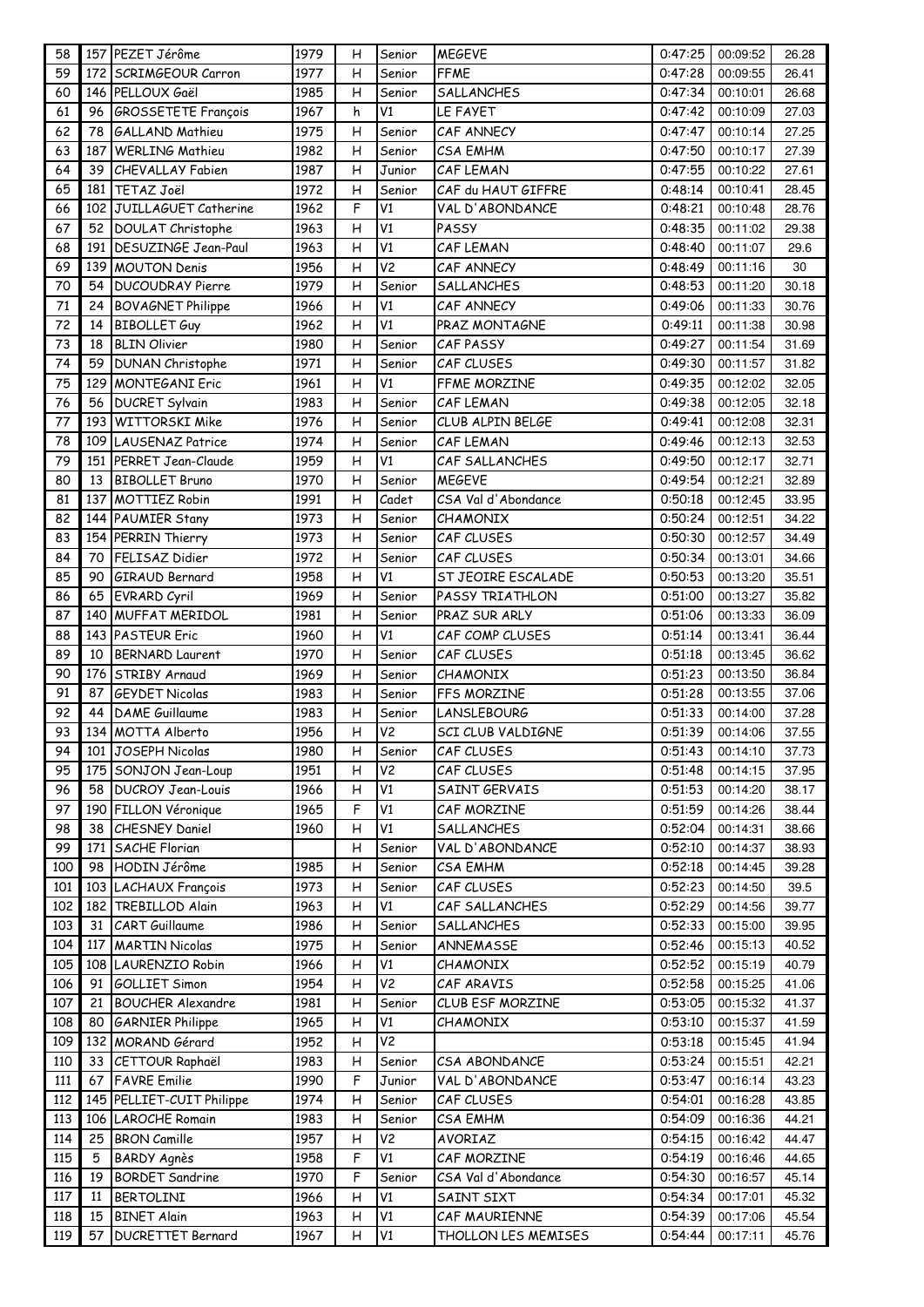| 58 | 157 | PEZET Jérôme | 1979 | H | Senior | MEGEVE | 0:47:25 | 00:09:52 | 26.28 |
|---|---|---|---|---|---|---|---|---|---|
| 59 | 172 | SCRIMGEOUR Carron | 1977 | H | Senior | FFME | 0:47:28 | 00:09:55 | 26.41 |
| 60 | 146 | PELLOUX Gaël | 1985 | H | Senior | SALLANCHES | 0:47:34 | 00:10:01 | 26.68 |
| 61 | 96 | GROSSETETE François | 1967 | h | V1 | LE FAYET | 0:47:42 | 00:10:09 | 27.03 |
| 62 | 78 | GALLAND Mathieu | 1975 | H | Senior | CAF ANNECY | 0:47:47 | 00:10:14 | 27.25 |
| 63 | 187 | WERLING Mathieu | 1982 | H | Senior | CSA EMHM | 0:47:50 | 00:10:17 | 27.39 |
| 64 | 39 | CHEVALLAY Fabien | 1987 | H | Junior | CAF LEMAN | 0:47:55 | 00:10:22 | 27.61 |
| 65 | 181 | TETAZ Joël | 1972 | H | Senior | CAF du HAUT GIFFRE | 0:48:14 | 00:10:41 | 28.45 |
| 66 | 102 | JUILLAGUET Catherine | 1962 | F | V1 | VAL D'ABONDANCE | 0:48:21 | 00:10:48 | 28.76 |
| 67 | 52 | DOULAT Christophe | 1963 | H | V1 | PASSY | 0:48:35 | 00:11:02 | 29.38 |
| 68 | 191 | DESUZINGE Jean-Paul | 1963 | H | V1 | CAF LEMAN | 0:48:40 | 00:11:07 | 29.6 |
| 69 | 139 | MOUTON Denis | 1956 | H | V2 | CAF ANNECY | 0:48:49 | 00:11:16 | 30 |
| 70 | 54 | DUCOUDRAY Pierre | 1979 | H | Senior | SALLANCHES | 0:48:53 | 00:11:20 | 30.18 |
| 71 | 24 | BOVAGNET Philippe | 1966 | H | V1 | CAF ANNECY | 0:49:06 | 00:11:33 | 30.76 |
| 72 | 14 | BIBOLLET Guy | 1962 | H | V1 | PRAZ MONTAGNE | 0:49:11 | 00:11:38 | 30.98 |
| 73 | 18 | BLIN Olivier | 1980 | H | Senior | CAF PASSY | 0:49:27 | 00:11:54 | 31.69 |
| 74 | 59 | DUNAN Christophe | 1971 | H | Senior | CAF CLUSES | 0:49:30 | 00:11:57 | 31.82 |
| 75 | 129 | MONTEGANI Eric | 1961 | H | V1 | FFME MORZINE | 0:49:35 | 00:12:02 | 32.05 |
| 76 | 56 | DUCRET Sylvain | 1983 | H | Senior | CAF LEMAN | 0:49:38 | 00:12:05 | 32.18 |
| 77 | 193 | WITTORSKI Mike | 1976 | H | Senior | CLUB ALPIN BELGE | 0:49:41 | 00:12:08 | 32.31 |
| 78 | 109 | LAUSENAZ Patrice | 1974 | H | Senior | CAF LEMAN | 0:49:46 | 00:12:13 | 32.53 |
| 79 | 151 | PERRET Jean-Claude | 1959 | H | V1 | CAF SALLANCHES | 0:49:50 | 00:12:17 | 32.71 |
| 80 | 13 | BIBOLLET Bruno | 1970 | H | Senior | MEGEVE | 0:49:54 | 00:12:21 | 32.89 |
| 81 | 137 | MOTTIEZ Robin | 1991 | H | Cadet | CSA Val d'Abondance | 0:50:18 | 00:12:45 | 33.95 |
| 82 | 144 | PAUMIER Stany | 1973 | H | Senior | CHAMONIX | 0:50:24 | 00:12:51 | 34.22 |
| 83 | 154 | PERRIN Thierry | 1973 | H | Senior | CAF CLUSES | 0:50:30 | 00:12:57 | 34.49 |
| 84 | 70 | FELISAZ Didier | 1972 | H | Senior | CAF CLUSES | 0:50:34 | 00:13:01 | 34.66 |
| 85 | 90 | GIRAUD Bernard | 1958 | H | V1 | ST JEOIRE ESCALADE | 0:50:53 | 00:13:20 | 35.51 |
| 86 | 65 | EVRARD Cyril | 1969 | H | Senior | PASSY TRIATHLON | 0:51:00 | 00:13:27 | 35.82 |
| 87 | 140 | MUFFAT MERIDOL | 1981 | H | Senior | PRAZ SUR ARLY | 0:51:06 | 00:13:33 | 36.09 |
| 88 | 143 | PASTEUR Eric | 1960 | H | V1 | CAF COMP CLUSES | 0:51:14 | 00:13:41 | 36.44 |
| 89 | 10 | BERNARD Laurent | 1970 | H | Senior | CAF CLUSES | 0:51:18 | 00:13:45 | 36.62 |
| 90 | 176 | STRIBY Arnaud | 1969 | H | Senior | CHAMONIX | 0:51:23 | 00:13:50 | 36.84 |
| 91 | 87 | GEYDET Nicolas | 1983 | H | Senior | FFS MORZINE | 0:51:28 | 00:13:55 | 37.06 |
| 92 | 44 | DAME Guillaume | 1983 | H | Senior | LANSLEBOURG | 0:51:33 | 00:14:00 | 37.28 |
| 93 | 134 | MOTTA Alberto | 1956 | H | V2 | SCI CLUB VALDIGNE | 0:51:39 | 00:14:06 | 37.55 |
| 94 | 101 | JOSEPH Nicolas | 1980 | H | Senior | CAF CLUSES | 0:51:43 | 00:14:10 | 37.73 |
| 95 | 175 | SONJON Jean-Loup | 1951 | H | V2 | CAF CLUSES | 0:51:48 | 00:14:15 | 37.95 |
| 96 | 58 | DUCROY Jean-Louis | 1966 | H | V1 | SAINT GERVAIS | 0:51:53 | 00:14:20 | 38.17 |
| 97 | 190 | FILLON Véronique | 1965 | F | V1 | CAF MORZINE | 0:51:59 | 00:14:26 | 38.44 |
| 98 | 38 | CHESNEY Daniel | 1960 | H | V1 | SALLANCHES | 0:52:04 | 00:14:31 | 38.66 |
| 99 | 171 | SACHE Florian | | H | Senior | VAL D'ABONDANCE | 0:52:10 | 00:14:37 | 38.93 |
| 100 | 98 | HODIN Jérôme | 1985 | H | Senior | CSA EMHM | 0:52:18 | 00:14:45 | 39.28 |
| 101 | 103 | LACHAUX François | 1973 | H | Senior | CAF CLUSES | 0:52:23 | 00:14:50 | 39.5 |
| 102 | 182 | TREBILLOD Alain | 1963 | H | V1 | CAF SALLANCHES | 0:52:29 | 00:14:56 | 39.77 |
| 103 | 31 | CART Guillaume | 1986 | H | Senior | SALLANCHES | 0:52:33 | 00:15:00 | 39.95 |
| 104 | 117 | MARTIN Nicolas | 1975 | H | Senior | ANNEMASSE | 0:52:46 | 00:15:13 | 40.52 |
| 105 | 108 | LAURENZIO Robin | 1966 | H | V1 | CHAMONIX | 0:52:52 | 00:15:19 | 40.79 |
| 106 | 91 | GOLLIET Simon | 1954 | H | V2 | CAF ARAVIS | 0:52:58 | 00:15:25 | 41.06 |
| 107 | 21 | BOUCHER Alexandre | 1981 | H | Senior | CLUB ESF MORZINE | 0:53:05 | 00:15:32 | 41.37 |
| 108 | 80 | GARNIER Philippe | 1965 | H | V1 | CHAMONIX | 0:53:10 | 00:15:37 | 41.59 |
| 109 | 132 | MORAND Gérard | 1952 | H | V2 | | 0:53:18 | 00:15:45 | 41.94 |
| 110 | 33 | CETTOUR Raphaël | 1983 | H | Senior | CSA ABONDANCE | 0:53:24 | 00:15:51 | 42.21 |
| 111 | 67 | FAVRE Emilie | 1990 | F | Junior | VAL D'ABONDANCE | 0:53:47 | 00:16:14 | 43.23 |
| 112 | 145 | PELLIET-CUIT Philippe | 1974 | H | Senior | CAF CLUSES | 0:54:01 | 00:16:28 | 43.85 |
| 113 | 106 | LAROCHE Romain | 1983 | H | Senior | CSA EMHM | 0:54:09 | 00:16:36 | 44.21 |
| 114 | 25 | BRON Camille | 1957 | H | V2 | AVORIAZ | 0:54:15 | 00:16:42 | 44.47 |
| 115 | 5 | BARDY Agnès | 1958 | F | V1 | CAF MORZINE | 0:54:19 | 00:16:46 | 44.65 |
| 116 | 19 | BORDET Sandrine | 1970 | F | Senior | CSA Val d'Abondance | 0:54:30 | 00:16:57 | 45.14 |
| 117 | 11 | BERTOLINI | 1966 | H | V1 | SAINT SIXT | 0:54:34 | 00:17:01 | 45.32 |
| 118 | 15 | BINET Alain | 1963 | H | V1 | CAF MAURIENNE | 0:54:39 | 00:17:06 | 45.54 |
| 119 | 57 | DUCRETTET Bernard | 1967 | H | V1 | THOLLON LES MEMISES | 0:54:44 | 00:17:11 | 45.76 |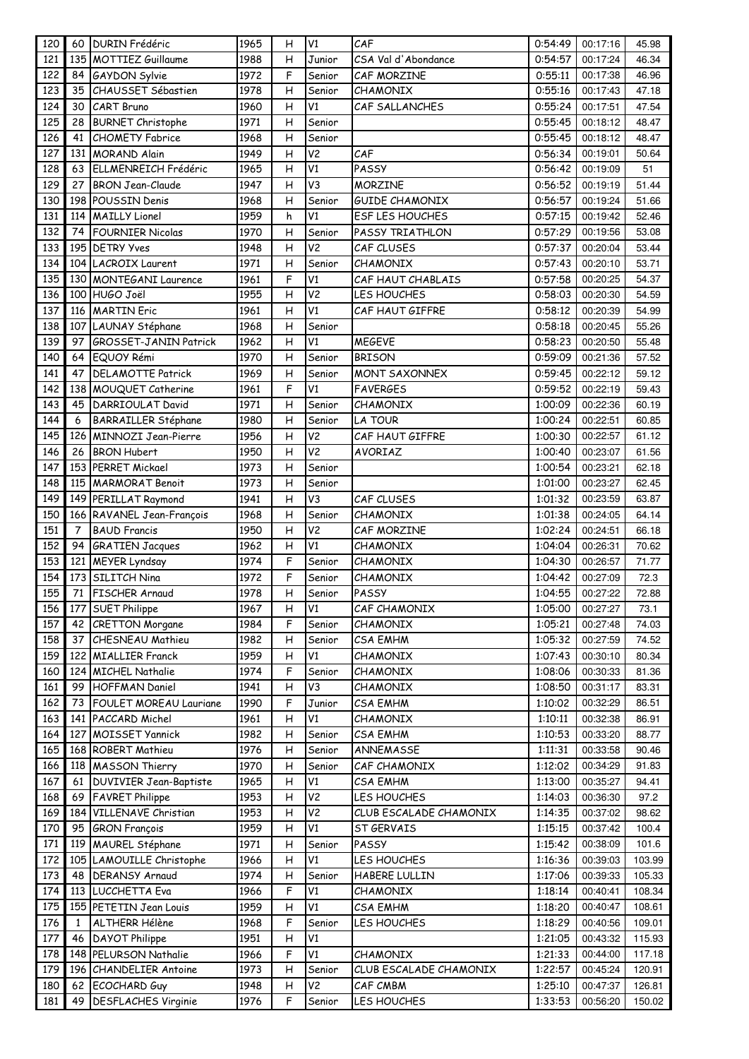| 120 | 60 | DURIN Frédéric | 1965 | H | V1 | CAF | 0:54:49 | 00:17:16 | 45.98 |
|---|---|---|---|---|---|---|---|---|---|
| 121 | 135 | MOTTIEZ Guillaume | 1988 | H | Junior | CSA Val d'Abondance | 0:54:57 | 00:17:24 | 46.34 |
| 122 | 84 | GAYDON Sylvie | 1972 | F | Senior | CAF MORZINE | 0:55:11 | 00:17:38 | 46.96 |
| 123 | 35 | CHAUSSET Sébastien | 1978 | H | Senior | CHAMONIX | 0:55:16 | 00:17:43 | 47.18 |
| 124 | 30 | CART Bruno | 1960 | H | V1 | CAF SALLANCHES | 0:55:24 | 00:17:51 | 47.54 |
| 125 | 28 | BURNET Christophe | 1971 | H | Senior | | 0:55:45 | 00:18:12 | 48.47 |
| 126 | 41 | CHOMETY Fabrice | 1968 | H | Senior | | 0:55:45 | 00:18:12 | 48.47 |
| 127 | 131 | MORAND Alain | 1949 | H | V2 | CAF | 0:56:34 | 00:19:01 | 50.64 |
| 128 | 63 | ELLMENREICH Frédéric | 1965 | H | V1 | PASSY | 0:56:42 | 00:19:09 | 51 |
| 129 | 27 | BRON Jean-Claude | 1947 | H | V3 | MORZINE | 0:56:52 | 00:19:19 | 51.44 |
| 130 | 198 | POUSSIN Denis | 1968 | H | Senior | GUIDE CHAMONIX | 0:56:57 | 00:19:24 | 51.66 |
| 131 | 114 | MAILLY Lionel | 1959 | h | V1 | ESF LES HOUCHES | 0:57:15 | 00:19:42 | 52.46 |
| 132 | 74 | FOURNIER Nicolas | 1970 | H | Senior | PASSY TRIATHLON | 0:57:29 | 00:19:56 | 53.08 |
| 133 | 195 | DETRY Yves | 1948 | H | V2 | CAF CLUSES | 0:57:37 | 00:20:04 | 53.44 |
| 134 | 104 | LACROIX Laurent | 1971 | H | Senior | CHAMONIX | 0:57:43 | 00:20:10 | 53.71 |
| 135 | 130 | MONTEGANI Laurence | 1961 | F | V1 | CAF HAUT CHABLAIS | 0:57:58 | 00:20:25 | 54.37 |
| 136 | 100 | HUGO Joël | 1955 | H | V2 | LES HOUCHES | 0:58:03 | 00:20:30 | 54.59 |
| 137 | 116 | MARTIN Eric | 1961 | H | V1 | CAF HAUT GIFFRE | 0:58:12 | 00:20:39 | 54.99 |
| 138 | 107 | LAUNAY Stéphane | 1968 | H | Senior | | 0:58:18 | 00:20:45 | 55.26 |
| 139 | 97 | GROSSET-JANIN Patrick | 1962 | H | V1 | MEGEVE | 0:58:23 | 00:20:50 | 55.48 |
| 140 | 64 | EQUOY Rémi | 1970 | H | Senior | BRISON | 0:59:09 | 00:21:36 | 57.52 |
| 141 | 47 | DELAMOTTE Patrick | 1969 | H | Senior | MONT SAXONNEX | 0:59:45 | 00:22:12 | 59.12 |
| 142 | 138 | MOUQUET Catherine | 1961 | F | V1 | FAVERGES | 0:59:52 | 00:22:19 | 59.43 |
| 143 | 45 | DARRIOULAT David | 1971 | H | Senior | CHAMONIX | 1:00:09 | 00:22:36 | 60.19 |
| 144 | 6 | BARRAILLER Stéphane | 1980 | H | Senior | LA TOUR | 1:00:24 | 00:22:51 | 60.85 |
| 145 | 126 | MINNOZI Jean-Pierre | 1956 | H | V2 | CAF HAUT GIFFRE | 1:00:30 | 00:22:57 | 61.12 |
| 146 | 26 | BRON Hubert | 1950 | H | V2 | AVORIAZ | 1:00:40 | 00:23:07 | 61.56 |
| 147 | 153 | PERRET Mickael | 1973 | H | Senior | | 1:00:54 | 00:23:21 | 62.18 |
| 148 | 115 | MARMORAT Benoit | 1973 | H | Senior | | 1:01:00 | 00:23:27 | 62.45 |
| 149 | 149 | PERILLAT Raymond | 1941 | H | V3 | CAF CLUSES | 1:01:32 | 00:23:59 | 63.87 |
| 150 | 166 | RAVANEL Jean-François | 1968 | H | Senior | CHAMONIX | 1:01:38 | 00:24:05 | 64.14 |
| 151 | 7 | BAUD Francis | 1950 | H | V2 | CAF MORZINE | 1:02:24 | 00:24:51 | 66.18 |
| 152 | 94 | GRATIEN Jacques | 1962 | H | V1 | CHAMONIX | 1:04:04 | 00:26:31 | 70.62 |
| 153 | 121 | MEYER Lyndsay | 1974 | F | Senior | CHAMONIX | 1:04:30 | 00:26:57 | 71.77 |
| 154 | 173 | SILITCH Nina | 1972 | F | Senior | CHAMONIX | 1:04:42 | 00:27:09 | 72.3 |
| 155 | 71 | FISCHER Arnaud | 1978 | H | Senior | PASSY | 1:04:55 | 00:27:22 | 72.88 |
| 156 | 177 | SUET Philippe | 1967 | H | V1 | CAF CHAMONIX | 1:05:00 | 00:27:27 | 73.1 |
| 157 | 42 | CRETTON Morgane | 1984 | F | Senior | CHAMONIX | 1:05:21 | 00:27:48 | 74.03 |
| 158 | 37 | CHESNEAU Mathieu | 1982 | H | Senior | CSA EMHM | 1:05:32 | 00:27:59 | 74.52 |
| 159 | 122 | MIALLIER Franck | 1959 | H | V1 | CHAMONIX | 1:07:43 | 00:30:10 | 80.34 |
| 160 | 124 | MICHEL Nathalie | 1974 | F | Senior | CHAMONIX | 1:08:06 | 00:30:33 | 81.36 |
| 161 | 99 | HOFFMAN Daniel | 1941 | H | V3 | CHAMONIX | 1:08:50 | 00:31:17 | 83.31 |
| 162 | 73 | FOULET MOREAU Lauriane | 1990 | F | Junior | CSA EMHM | 1:10:02 | 00:32:29 | 86.51 |
| 163 | 141 | PACCARD Michel | 1961 | H | V1 | CHAMONIX | 1:10:11 | 00:32:38 | 86.91 |
| 164 | 127 | MOISSET Yannick | 1982 | H | Senior | CSA EMHM | 1:10:53 | 00:33:20 | 88.77 |
| 165 | 168 | ROBERT Mathieu | 1976 | H | Senior | ANNEMASSE | 1:11:31 | 00:33:58 | 90.46 |
| 166 | 118 | MASSON Thierry | 1970 | H | Senior | CAF CHAMONIX | 1:12:02 | 00:34:29 | 91.83 |
| 167 | 61 | DUVIVIER Jean-Baptiste | 1965 | H | V1 | CSA EMHM | 1:13:00 | 00:35:27 | 94.41 |
| 168 | 69 | FAVRET Philippe | 1953 | H | V2 | LES HOUCHES | 1:14:03 | 00:36:30 | 97.2 |
| 169 | 184 | VILLENAVE Christian | 1953 | H | V2 | CLUB ESCALADE CHAMONIX | 1:14:35 | 00:37:02 | 98.62 |
| 170 | 95 | GRON François | 1959 | H | V1 | ST GERVAIS | 1:15:15 | 00:37:42 | 100.4 |
| 171 | 119 | MAUREL Stéphane | 1971 | H | Senior | PASSY | 1:15:42 | 00:38:09 | 101.6 |
| 172 | 105 | LAMOUILLE Christophe | 1966 | H | V1 | LES HOUCHES | 1:16:36 | 00:39:03 | 103.99 |
| 173 | 48 | DERANSY Arnaud | 1974 | H | Senior | HABERE LULLIN | 1:17:06 | 00:39:33 | 105.33 |
| 174 | 113 | LUCCHETTA Eva | 1966 | F | V1 | CHAMONIX | 1:18:14 | 00:40:41 | 108.34 |
| 175 | 155 | PETETIN Jean Louis | 1959 | H | V1 | CSA EMHM | 1:18:20 | 00:40:47 | 108.61 |
| 176 | 1 | ALTHERR Hélène | 1968 | F | Senior | LES HOUCHES | 1:18:29 | 00:40:56 | 109.01 |
| 177 | 46 | DAYOT Philippe | 1951 | H | V1 | | 1:21:05 | 00:43:32 | 115.93 |
| 178 | 148 | PELURSON Nathalie | 1966 | F | V1 | CHAMONIX | 1:21:33 | 00:44:00 | 117.18 |
| 179 | 196 | CHANDELIER Antoine | 1973 | H | Senior | CLUB ESCALADE CHAMONIX | 1:22:57 | 00:45:24 | 120.91 |
| 180 | 62 | ECOCHARD Guy | 1948 | H | V2 | CAF CMBM | 1:25:10 | 00:47:37 | 126.81 |
| 181 | 49 | DESFLACHES Virginie | 1976 | F | Senior | LES HOUCHES | 1:33:53 | 00:56:20 | 150.02 |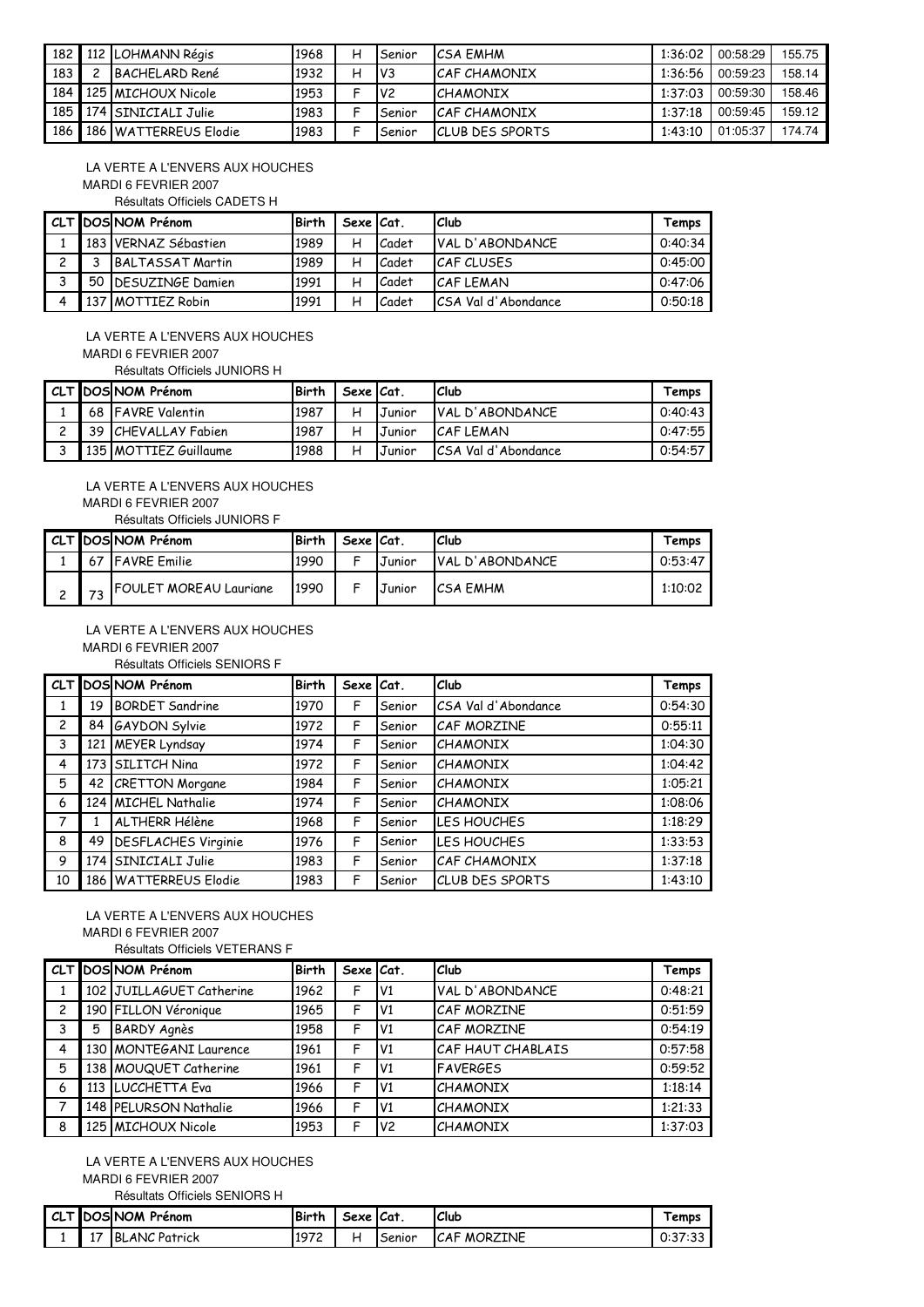| 182 | 112 | LOHMANN Régis | 1968 | H | Senior | CSA EMHM | 1:36:02 | 00:58:29 | 155.75 |
|---|---|---|---|---|---|---|---|---|---|
| 183 | 2 | BACHELARD René | 1932 | H | V3 | CAF CHAMONIX | 1:36:56 | 00:59:23 | 158.14 |
| 184 | 125 | MICHOUX Nicole | 1953 | F | V2 | CHAMONIX | 1:37:03 | 00:59:30 | 158.46 |
| 185 | 174 | SINICIALI Julie | 1983 | F | Senior | CAF CHAMONIX | 1:37:18 | 00:59:45 | 159.12 |
| 186 | 186 | WATTERREUS Elodie | 1983 | F | Senior | CLUB DES SPORTS | 1:43:10 | 01:05:37 | 174.74 |

LA VERTE A L'ENVERS AUX HOUCHES
MARDI 6 FEVRIER 2007
Résultats Officiels CADETS H

| CLT | DOS | NOM Prénom | Birth | Sexe | Cat. | Club | Temps |
|---|---|---|---|---|---|---|---|
| 1 | 183 | VERNAZ Sébastien | 1989 | H | Cadet | VAL D'ABONDANCE | 0:40:34 |
| 2 | 3 | BALTASSAT Martin | 1989 | H | Cadet | CAF CLUSES | 0:45:00 |
| 3 | 50 | DESUZINGE Damien | 1991 | H | Cadet | CAF LEMAN | 0:47:06 |
| 4 | 137 | MOTTIEZ Robin | 1991 | H | Cadet | CSA Val d'Abondance | 0:50:18 |

LA VERTE A L'ENVERS AUX HOUCHES
MARDI 6 FEVRIER 2007
Résultats Officiels JUNIORS H

| CLT | DOS | NOM Prénom | Birth | Sexe | Cat. | Club | Temps |
|---|---|---|---|---|---|---|---|
| 1 | 68 | FAVRE Valentin | 1987 | H | Junior | VAL D'ABONDANCE | 0:40:43 |
| 2 | 39 | CHEVALLAY Fabien | 1987 | H | Junior | CAF LEMAN | 0:47:55 |
| 3 | 135 | MOTTIEZ Guillaume | 1988 | H | Junior | CSA Val d'Abondance | 0:54:57 |

LA VERTE A L'ENVERS AUX HOUCHES
MARDI 6 FEVRIER 2007
Résultats Officiels JUNIORS F

| CLT | DOS | NOM Prénom | Birth | Sexe | Cat. | Club | Temps |
|---|---|---|---|---|---|---|---|
| 1 | 67 | FAVRE Emilie | 1990 | F | Junior | VAL D'ABONDANCE | 0:53:47 |
| 2 | 73 | FOULET MOREAU Lauriane | 1990 | F | Junior | CSA EMHM | 1:10:02 |

LA VERTE A L'ENVERS AUX HOUCHES
MARDI 6 FEVRIER 2007
Résultats Officiels SENIORS F

| CLT | DOS | NOM Prénom | Birth | Sexe | Cat. | Club | Temps |
|---|---|---|---|---|---|---|---|
| 1 | 19 | BORDET Sandrine | 1970 | F | Senior | CSA Val d'Abondance | 0:54:30 |
| 2 | 84 | GAYDON Sylvie | 1972 | F | Senior | CAF MORZINE | 0:55:11 |
| 3 | 121 | MEYER Lyndsay | 1974 | F | Senior | CHAMONIX | 1:04:30 |
| 4 | 173 | SILITCH Nina | 1972 | F | Senior | CHAMONIX | 1:04:42 |
| 5 | 42 | CRETTON Morgane | 1984 | F | Senior | CHAMONIX | 1:05:21 |
| 6 | 124 | MICHEL Nathalie | 1974 | F | Senior | CHAMONIX | 1:08:06 |
| 7 | 1 | ALTHERR Hélène | 1968 | F | Senior | LES HOUCHES | 1:18:29 |
| 8 | 49 | DESFLACHES Virginie | 1976 | F | Senior | LES HOUCHES | 1:33:53 |
| 9 | 174 | SINICIALI Julie | 1983 | F | Senior | CAF CHAMONIX | 1:37:18 |
| 10 | 186 | WATTERREUS Elodie | 1983 | F | Senior | CLUB DES SPORTS | 1:43:10 |

LA VERTE A L'ENVERS AUX HOUCHES
MARDI 6 FEVRIER 2007
Résultats Officiels VETERANS F

| CLT | DOS | NOM Prénom | Birth | Sexe | Cat. | Club | Temps |
|---|---|---|---|---|---|---|---|
| 1 | 102 | JUILLAGUET Catherine | 1962 | F | V1 | VAL D'ABONDANCE | 0:48:21 |
| 2 | 190 | FILLON Véronique | 1965 | F | V1 | CAF MORZINE | 0:51:59 |
| 3 | 5 | BARDY Agnès | 1958 | F | V1 | CAF MORZINE | 0:54:19 |
| 4 | 130 | MONTEGANI Laurence | 1961 | F | V1 | CAF HAUT CHABLAIS | 0:57:58 |
| 5 | 138 | MOUQUET Catherine | 1961 | F | V1 | FAVERGES | 0:59:52 |
| 6 | 113 | LUCCHETTA Eva | 1966 | F | V1 | CHAMONIX | 1:18:14 |
| 7 | 148 | PELURSON Nathalie | 1966 | F | V1 | CHAMONIX | 1:21:33 |
| 8 | 125 | MICHOUX Nicole | 1953 | F | V2 | CHAMONIX | 1:37:03 |

LA VERTE A L'ENVERS AUX HOUCHES
MARDI 6 FEVRIER 2007
Résultats Officiels SENIORS H

| CLT | DOS | NOM Prénom | Birth | Sexe | Cat. | Club | Temps |
|---|---|---|---|---|---|---|---|
| 1 | 17 | BLANC Patrick | 1972 | H | Senior | CAF MORZINE | 0:37:33 |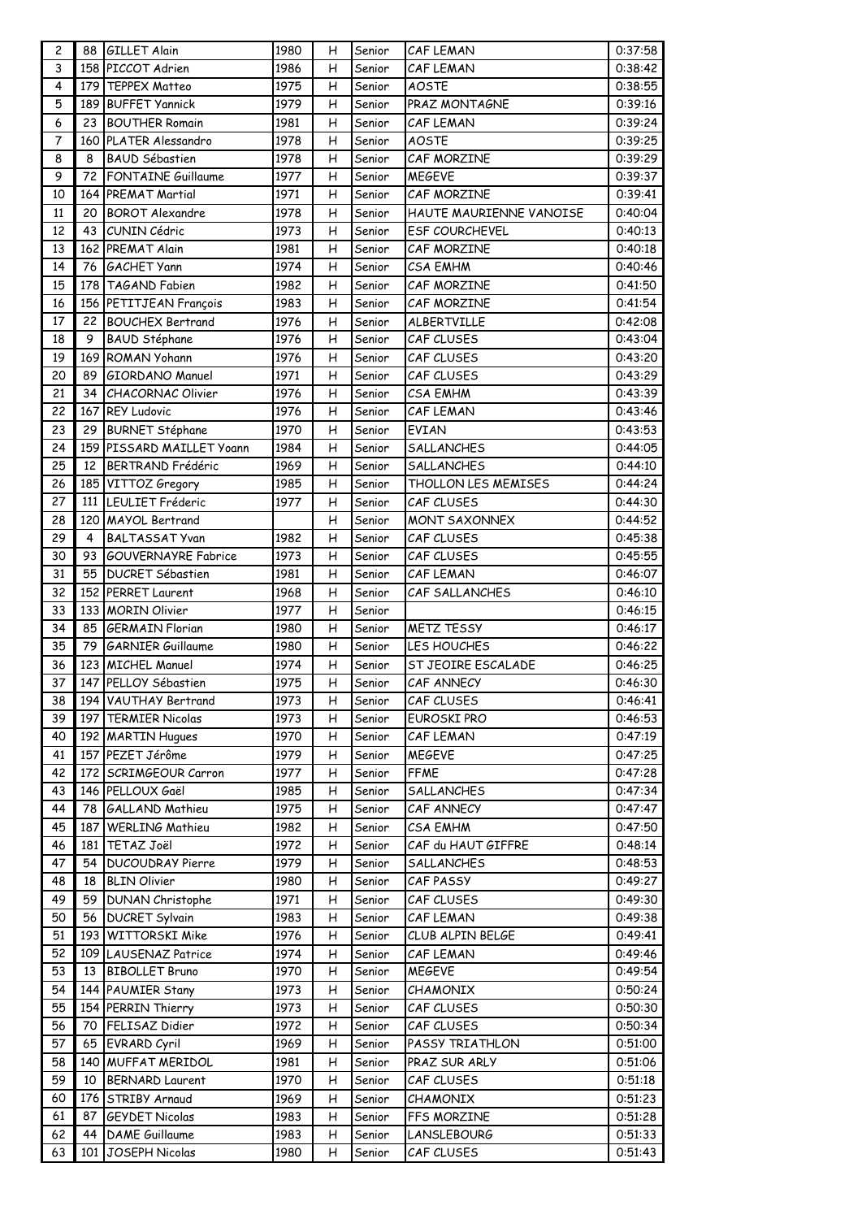| 2 | 88 | GILLET Alain | 1980 | H | Senior | CAF LEMAN | 0:37:58 |
|---|---|---|---|---|---|---|---|
| 3 | 158 | PICCOT Adrien | 1986 | H | Senior | CAF LEMAN | 0:38:42 |
| 4 | 179 | TEPPEX Matteo | 1975 | H | Senior | AOSTE | 0:38:55 |
| 5 | 189 | BUFFET Yannick | 1979 | H | Senior | PRAZ MONTAGNE | 0:39:16 |
| 6 | 23 | BOUTHER Romain | 1981 | H | Senior | CAF LEMAN | 0:39:24 |
| 7 | 160 | PLATER Alessandro | 1978 | H | Senior | AOSTE | 0:39:25 |
| 8 | 8 | BAUD Sébastien | 1978 | H | Senior | CAF MORZINE | 0:39:29 |
| 9 | 72 | FONTAINE Guillaume | 1977 | H | Senior | MEGEVE | 0:39:37 |
| 10 | 164 | PREMAT Martial | 1971 | H | Senior | CAF MORZINE | 0:39:41 |
| 11 | 20 | BOROT Alexandre | 1978 | H | Senior | HAUTE MAURIENNE VANOISE | 0:40:04 |
| 12 | 43 | CUNIN Cédric | 1973 | H | Senior | ESF COURCHEVEL | 0:40:13 |
| 13 | 162 | PREMAT Alain | 1981 | H | Senior | CAF MORZINE | 0:40:18 |
| 14 | 76 | GACHET Yann | 1974 | H | Senior | CSA EMHM | 0:40:46 |
| 15 | 178 | TAGAND Fabien | 1982 | H | Senior | CAF MORZINE | 0:41:50 |
| 16 | 156 | PETITJEAN François | 1983 | H | Senior | CAF MORZINE | 0:41:54 |
| 17 | 22 | BOUCHEX Bertrand | 1976 | H | Senior | ALBERTVILLE | 0:42:08 |
| 18 | 9 | BAUD Stéphane | 1976 | H | Senior | CAF CLUSES | 0:43:04 |
| 19 | 169 | ROMAN Yohann | 1976 | H | Senior | CAF CLUSES | 0:43:20 |
| 20 | 89 | GIORDANO Manuel | 1971 | H | Senior | CAF CLUSES | 0:43:29 |
| 21 | 34 | CHACORNAC Olivier | 1976 | H | Senior | CSA EMHM | 0:43:39 |
| 22 | 167 | REY Ludovic | 1976 | H | Senior | CAF LEMAN | 0:43:46 |
| 23 | 29 | BURNET Stéphane | 1970 | H | Senior | EVIAN | 0:43:53 |
| 24 | 159 | PISSARD MAILLET Yoann | 1984 | H | Senior | SALLANCHES | 0:44:05 |
| 25 | 12 | BERTRAND Frédéric | 1969 | H | Senior | SALLANCHES | 0:44:10 |
| 26 | 185 | VITTOZ Gregory | 1985 | H | Senior | THOLLON LES MEMISES | 0:44:24 |
| 27 | 111 | LEULIET Fréderic | 1977 | H | Senior | CAF CLUSES | 0:44:30 |
| 28 | 120 | MAYOL Bertrand | | H | Senior | MONT SAXONNEX | 0:44:52 |
| 29 | 4 | BALTASSAT Yvan | 1982 | H | Senior | CAF CLUSES | 0:45:38 |
| 30 | 93 | GOUVERNAYRE Fabrice | 1973 | H | Senior | CAF CLUSES | 0:45:55 |
| 31 | 55 | DUCRET Sébastien | 1981 | H | Senior | CAF LEMAN | 0:46:07 |
| 32 | 152 | PERRET Laurent | 1968 | H | Senior | CAF SALLANCHES | 0:46:10 |
| 33 | 133 | MORIN Olivier | 1977 | H | Senior | | 0:46:15 |
| 34 | 85 | GERMAIN Florian | 1980 | H | Senior | METZ TESSY | 0:46:17 |
| 35 | 79 | GARNIER Guillaume | 1980 | H | Senior | LES HOUCHES | 0:46:22 |
| 36 | 123 | MICHEL Manuel | 1974 | H | Senior | ST JEOIRE ESCALADE | 0:46:25 |
| 37 | 147 | PELLOY Sébastien | 1975 | H | Senior | CAF ANNECY | 0:46:30 |
| 38 | 194 | VAUTHAY Bertrand | 1973 | H | Senior | CAF CLUSES | 0:46:41 |
| 39 | 197 | TERMIER Nicolas | 1973 | H | Senior | EUROSKI PRO | 0:46:53 |
| 40 | 192 | MARTIN Hugues | 1970 | H | Senior | CAF LEMAN | 0:47:19 |
| 41 | 157 | PEZET Jérôme | 1979 | H | Senior | MEGEVE | 0:47:25 |
| 42 | 172 | SCRIMGEOUR Carron | 1977 | H | Senior | FFME | 0:47:28 |
| 43 | 146 | PELLOUX Gaël | 1985 | H | Senior | SALLANCHES | 0:47:34 |
| 44 | 78 | GALLAND Mathieu | 1975 | H | Senior | CAF ANNECY | 0:47:47 |
| 45 | 187 | WERLING Mathieu | 1982 | H | Senior | CSA EMHM | 0:47:50 |
| 46 | 181 | TETAZ Joël | 1972 | H | Senior | CAF du HAUT GIFFRE | 0:48:14 |
| 47 | 54 | DUCOUDRAY Pierre | 1979 | H | Senior | SALLANCHES | 0:48:53 |
| 48 | 18 | BLIN Olivier | 1980 | H | Senior | CAF PASSY | 0:49:27 |
| 49 | 59 | DUNAN Christophe | 1971 | H | Senior | CAF CLUSES | 0:49:30 |
| 50 | 56 | DUCRET Sylvain | 1983 | H | Senior | CAF LEMAN | 0:49:38 |
| 51 | 193 | WITTORSKI Mike | 1976 | H | Senior | CLUB ALPIN BELGE | 0:49:41 |
| 52 | 109 | LAUSENAZ Patrice | 1974 | H | Senior | CAF LEMAN | 0:49:46 |
| 53 | 13 | BIBOLLET Bruno | 1970 | H | Senior | MEGEVE | 0:49:54 |
| 54 | 144 | PAUMIER Stany | 1973 | H | Senior | CHAMONIX | 0:50:24 |
| 55 | 154 | PERRIN Thierry | 1973 | H | Senior | CAF CLUSES | 0:50:30 |
| 56 | 70 | FELISAZ Didier | 1972 | H | Senior | CAF CLUSES | 0:50:34 |
| 57 | 65 | EVRARD Cyril | 1969 | H | Senior | PASSY TRIATHLON | 0:51:00 |
| 58 | 140 | MUFFAT MERIDOL | 1981 | H | Senior | PRAZ SUR ARLY | 0:51:06 |
| 59 | 10 | BERNARD Laurent | 1970 | H | Senior | CAF CLUSES | 0:51:18 |
| 60 | 176 | STRIBY Arnaud | 1969 | H | Senior | CHAMONIX | 0:51:23 |
| 61 | 87 | GEYDET Nicolas | 1983 | H | Senior | FFS MORZINE | 0:51:28 |
| 62 | 44 | DAME Guillaume | 1983 | H | Senior | LANSLEBOURG | 0:51:33 |
| 63 | 101 | JOSEPH Nicolas | 1980 | H | Senior | CAF CLUSES | 0:51:43 |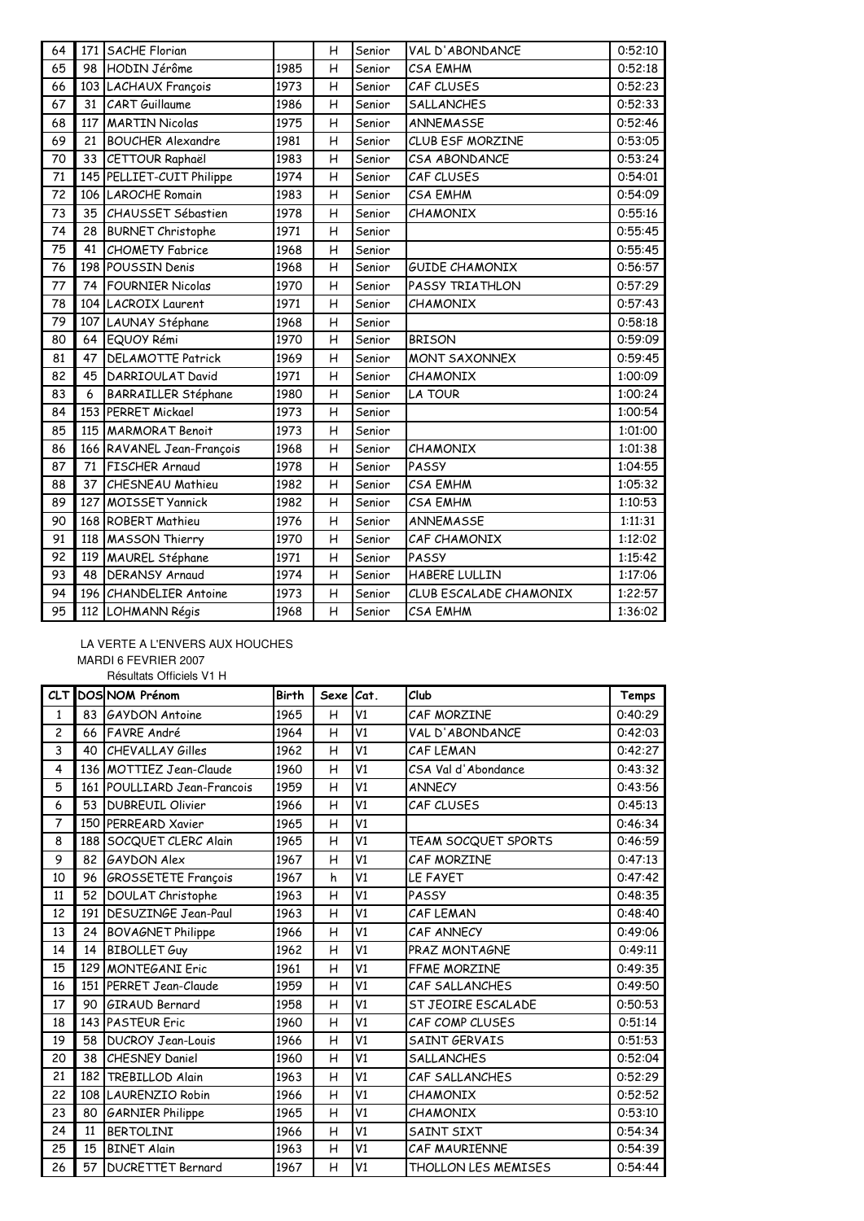| | | | | | | | |
|---|---|---|---|---|---|---|---|
| 64 | 171 | SACHE Florian | | H | Senior | VAL D'ABONDANCE | 0:52:10 |
| 65 | 98 | HODIN Jérôme | 1985 | H | Senior | CSA EMHM | 0:52:18 |
| 66 | 103 | LACHAUX François | 1973 | H | Senior | CAF CLUSES | 0:52:23 |
| 67 | 31 | CART Guillaume | 1986 | H | Senior | SALLANCHES | 0:52:33 |
| 68 | 117 | MARTIN Nicolas | 1975 | H | Senior | ANNEMASSE | 0:52:46 |
| 69 | 21 | BOUCHER Alexandre | 1981 | H | Senior | CLUB ESF MORZINE | 0:53:05 |
| 70 | 33 | CETTOUR Raphaël | 1983 | H | Senior | CSA ABONDANCE | 0:53:24 |
| 71 | 145 | PELLIET-CUIT Philippe | 1974 | H | Senior | CAF CLUSES | 0:54:01 |
| 72 | 106 | LAROCHE Romain | 1983 | H | Senior | CSA EMHM | 0:54:09 |
| 73 | 35 | CHAUSSET Sébastien | 1978 | H | Senior | CHAMONIX | 0:55:16 |
| 74 | 28 | BURNET Christophe | 1971 | H | Senior | | 0:55:45 |
| 75 | 41 | CHOMETY Fabrice | 1968 | H | Senior | | 0:55:45 |
| 76 | 198 | POUSSIN Denis | 1968 | H | Senior | GUIDE CHAMONIX | 0:56:57 |
| 77 | 74 | FOURNIER Nicolas | 1970 | H | Senior | PASSY TRIATHLON | 0:57:29 |
| 78 | 104 | LACROIX Laurent | 1971 | H | Senior | CHAMONIX | 0:57:43 |
| 79 | 107 | LAUNAY Stéphane | 1968 | H | Senior | | 0:58:18 |
| 80 | 64 | EQUOY Rémi | 1970 | H | Senior | BRISON | 0:59:09 |
| 81 | 47 | DELAMOTTE Patrick | 1969 | H | Senior | MONT SAXONNEX | 0:59:45 |
| 82 | 45 | DARRIOULAT David | 1971 | H | Senior | CHAMONIX | 1:00:09 |
| 83 | 6 | BARRAILLER Stéphane | 1980 | H | Senior | LA TOUR | 1:00:24 |
| 84 | 153 | PERRET Mickael | 1973 | H | Senior | | 1:00:54 |
| 85 | 115 | MARMORAT Benoit | 1973 | H | Senior | | 1:01:00 |
| 86 | 166 | RAVANEL Jean-François | 1968 | H | Senior | CHAMONIX | 1:01:38 |
| 87 | 71 | FISCHER Arnaud | 1978 | H | Senior | PASSY | 1:04:55 |
| 88 | 37 | CHESNEAU Mathieu | 1982 | H | Senior | CSA EMHM | 1:05:32 |
| 89 | 127 | MOISSET Yannick | 1982 | H | Senior | CSA EMHM | 1:10:53 |
| 90 | 168 | ROBERT Mathieu | 1976 | H | Senior | ANNEMASSE | 1:11:31 |
| 91 | 118 | MASSON Thierry | 1970 | H | Senior | CAF CHAMONIX | 1:12:02 |
| 92 | 119 | MAUREL Stéphane | 1971 | H | Senior | PASSY | 1:15:42 |
| 93 | 48 | DERANSY Arnaud | 1974 | H | Senior | HABERE LULLIN | 1:17:06 |
| 94 | 196 | CHANDELIER Antoine | 1973 | H | Senior | CLUB ESCALADE CHAMONIX | 1:22:57 |
| 95 | 112 | LOHMANN Régis | 1968 | H | Senior | CSA EMHM | 1:36:02 |

LA VERTE A L'ENVERS AUX HOUCHES

MARDI 6 FEVRIER 2007

Résultats Officiels V1 H

| CLT | DOS | NOM Prénom | Birth | Sexe | Cat. | Club | Temps |
|---|---|---|---|---|---|---|---|
| 1 | 83 | GAYDON Antoine | 1965 | H | V1 | CAF MORZINE | 0:40:29 |
| 2 | 66 | FAVRE André | 1964 | H | V1 | VAL D'ABONDANCE | 0:42:03 |
| 3 | 40 | CHEVALLAY Gilles | 1962 | H | V1 | CAF LEMAN | 0:42:27 |
| 4 | 136 | MOTTIEZ Jean-Claude | 1960 | H | V1 | CSA Val d'Abondance | 0:43:32 |
| 5 | 161 | POULLIARD Jean-Francois | 1959 | H | V1 | ANNECY | 0:43:56 |
| 6 | 53 | DUBREUIL Olivier | 1966 | H | V1 | CAF CLUSES | 0:45:13 |
| 7 | 150 | PERREARD Xavier | 1965 | H | V1 | | 0:46:34 |
| 8 | 188 | SOCQUET CLERC Alain | 1965 | H | V1 | TEAM SOCQUET SPORTS | 0:46:59 |
| 9 | 82 | GAYDON Alex | 1967 | H | V1 | CAF MORZINE | 0:47:13 |
| 10 | 96 | GROSSETETE François | 1967 | h | V1 | LE FAYET | 0:47:42 |
| 11 | 52 | DOULAT Christophe | 1963 | H | V1 | PASSY | 0:48:35 |
| 12 | 191 | DESUZINGE Jean-Paul | 1963 | H | V1 | CAF LEMAN | 0:48:40 |
| 13 | 24 | BOVAGNET Philippe | 1966 | H | V1 | CAF ANNECY | 0:49:06 |
| 14 | 14 | BIBOLLET Guy | 1962 | H | V1 | PRAZ MONTAGNE | 0:49:11 |
| 15 | 129 | MONTEGANI Eric | 1961 | H | V1 | FFME MORZINE | 0:49:35 |
| 16 | 151 | PERRET Jean-Claude | 1959 | H | V1 | CAF SALLANCHES | 0:49:50 |
| 17 | 90 | GIRAUD Bernard | 1958 | H | V1 | ST JEOIRE ESCALADE | 0:50:53 |
| 18 | 143 | PASTEUR Eric | 1960 | H | V1 | CAF COMP CLUSES | 0:51:14 |
| 19 | 58 | DUCROY Jean-Louis | 1966 | H | V1 | SAINT GERVAIS | 0:51:53 |
| 20 | 38 | CHESNEY Daniel | 1960 | H | V1 | SALLANCHES | 0:52:04 |
| 21 | 182 | TREBILLOD Alain | 1963 | H | V1 | CAF SALLANCHES | 0:52:29 |
| 22 | 108 | LAURENZIO Robin | 1966 | H | V1 | CHAMONIX | 0:52:52 |
| 23 | 80 | GARNIER Philippe | 1965 | H | V1 | CHAMONIX | 0:53:10 |
| 24 | 11 | BERTOLINI | 1966 | H | V1 | SAINT SIXT | 0:54:34 |
| 25 | 15 | BINET Alain | 1963 | H | V1 | CAF MAURIENNE | 0:54:39 |
| 26 | 57 | DUCRETTET Bernard | 1967 | H | V1 | THOLLON LES MEMISES | 0:54:44 |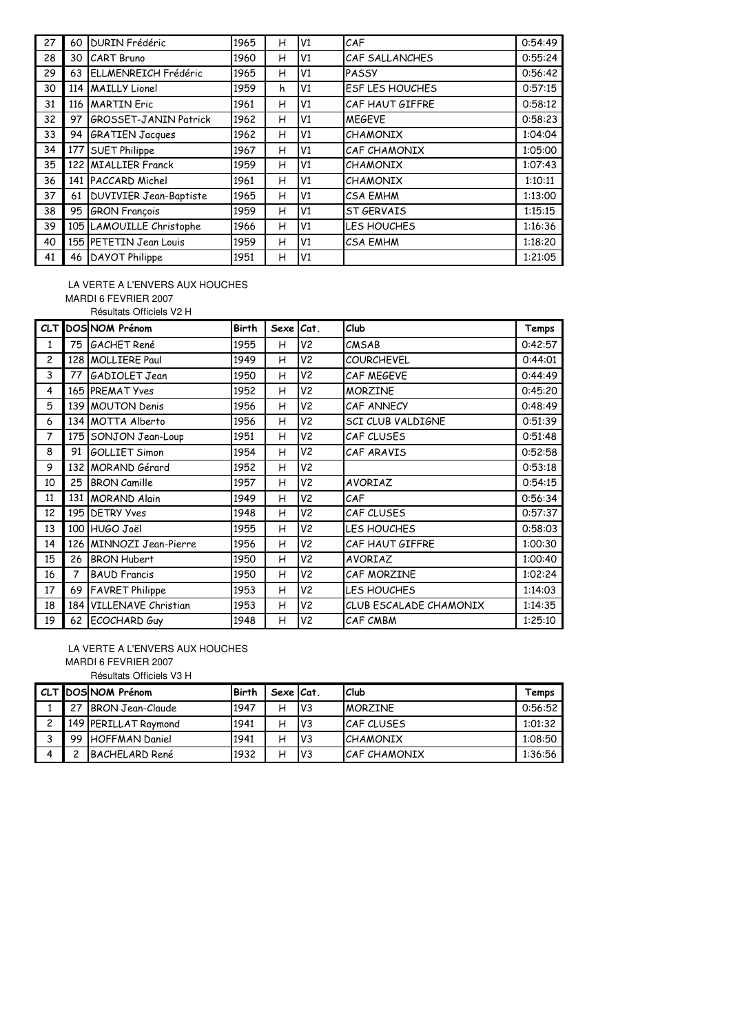| | | | | | | | |
|---|---|---|---|---|---|---|---|
| 27 | 60 | DURIN Frédéric | 1965 | H | V1 | CAF | 0:54:49 |
| 28 | 30 | CART Bruno | 1960 | H | V1 | CAF SALLANCHES | 0:55:24 |
| 29 | 63 | ELLMENREICH Frédéric | 1965 | H | V1 | PASSY | 0:56:42 |
| 30 | 114 | MAILLY Lionel | 1959 | h | V1 | ESF LES HOUCHES | 0:57:15 |
| 31 | 116 | MARTIN Eric | 1961 | H | V1 | CAF HAUT GIFFRE | 0:58:12 |
| 32 | 97 | GROSSET-JANIN Patrick | 1962 | H | V1 | MEGEVE | 0:58:23 |
| 33 | 94 | GRATIEN Jacques | 1962 | H | V1 | CHAMONIX | 1:04:04 |
| 34 | 177 | SUET Philippe | 1967 | H | V1 | CAF CHAMONIX | 1:05:00 |
| 35 | 122 | MIALLIER Franck | 1959 | H | V1 | CHAMONIX | 1:07:43 |
| 36 | 141 | PACCARD Michel | 1961 | H | V1 | CHAMONIX | 1:10:11 |
| 37 | 61 | DUVIVIER Jean-Baptiste | 1965 | H | V1 | CSA EMHM | 1:13:00 |
| 38 | 95 | GRON François | 1959 | H | V1 | ST GERVAIS | 1:15:15 |
| 39 | 105 | LAMOUILLE Christophe | 1966 | H | V1 | LES HOUCHES | 1:16:36 |
| 40 | 155 | PETETIN Jean Louis | 1959 | H | V1 | CSA EMHM | 1:18:20 |
| 41 | 46 | DAYOT Philippe | 1951 | H | V1 | | 1:21:05 |

LA VERTE A L'ENVERS AUX HOUCHES
MARDI 6 FEVRIER 2007
Résultats Officiels V2 H

| CLT | DOS | NOM Prénom | Birth | Sexe | Cat. | Club | Temps |
|---|---|---|---|---|---|---|---|
| 1 | 75 | GACHET René | 1955 | H | V2 | CMSAB | 0:42:57 |
| 2 | 128 | MOLLIERE Paul | 1949 | H | V2 | COURCHEVEL | 0:44:01 |
| 3 | 77 | GADIOLET Jean | 1950 | H | V2 | CAF MEGEVE | 0:44:49 |
| 4 | 165 | PREMAT Yves | 1952 | H | V2 | MORZINE | 0:45:20 |
| 5 | 139 | MOUTON Denis | 1956 | H | V2 | CAF ANNECY | 0:48:49 |
| 6 | 134 | MOTTA Alberto | 1956 | H | V2 | SCI CLUB VALDIGNE | 0:51:39 |
| 7 | 175 | SONJON Jean-Loup | 1951 | H | V2 | CAF CLUSES | 0:51:48 |
| 8 | 91 | GOLLIET Simon | 1954 | H | V2 | CAF ARAVIS | 0:52:58 |
| 9 | 132 | MORAND Gérard | 1952 | H | V2 | | 0:53:18 |
| 10 | 25 | BRON Camille | 1957 | H | V2 | AVORIAZ | 0:54:15 |
| 11 | 131 | MORAND Alain | 1949 | H | V2 | CAF | 0:56:34 |
| 12 | 195 | DETRY Yves | 1948 | H | V2 | CAF CLUSES | 0:57:37 |
| 13 | 100 | HUGO Joël | 1955 | H | V2 | LES HOUCHES | 0:58:03 |
| 14 | 126 | MINNOZI Jean-Pierre | 1956 | H | V2 | CAF HAUT GIFFRE | 1:00:30 |
| 15 | 26 | BRON Hubert | 1950 | H | V2 | AVORIAZ | 1:00:40 |
| 16 | 7 | BAUD Francis | 1950 | H | V2 | CAF MORZINE | 1:02:24 |
| 17 | 69 | FAVRET Philippe | 1953 | H | V2 | LES HOUCHES | 1:14:03 |
| 18 | 184 | VILLENAVE Christian | 1953 | H | V2 | CLUB ESCALADE CHAMONIX | 1:14:35 |
| 19 | 62 | ECOCHARD Guy | 1948 | H | V2 | CAF CMBM | 1:25:10 |

LA VERTE A L'ENVERS AUX HOUCHES
MARDI 6 FEVRIER 2007
Résultats Officiels V3 H

| CLT | DOS | NOM Prénom | Birth | Sexe | Cat. | Club | Temps |
|---|---|---|---|---|---|---|---|
| 1 | 27 | BRON Jean-Claude | 1947 | H | V3 | MORZINE | 0:56:52 |
| 2 | 149 | PERILLAT Raymond | 1941 | H | V3 | CAF CLUSES | 1:01:32 |
| 3 | 99 | HOFFMAN Daniel | 1941 | H | V3 | CHAMONIX | 1:08:50 |
| 4 | 2 | BACHELARD René | 1932 | H | V3 | CAF CHAMONIX | 1:36:56 |